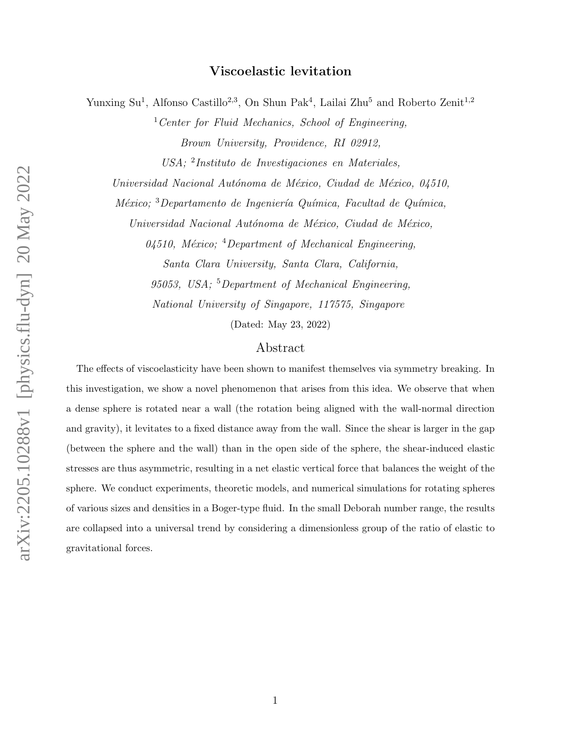# Viscoelastic levitation

Yunxing Su[1], Alfonso Castillo[2,3], On Shun Pak[4], Lailai Zhu[5] and Roberto Zenit[1,2]

[1]*Center for Fluid Mechanics, School of Engineering, Brown University, Providence, RI 02912, USA;* [2]*Instituto de Investigaciones en Materiales, Universidad Nacional Autónoma de México, Ciudad de México, 04510, México;* [3]*Departamento de Ingeniería Química, Facultad de Química, Universidad Nacional Autónoma de México, Ciudad de México, 04510, México;* [4]*Department of Mechanical Engineering, Santa Clara University, Santa Clara, California, 95053, USA;* [5]*Department of Mechanical Engineering, National University of Singapore, 117575, Singapore*

(Dated: May 23, 2022)

## Abstract

The effects of viscoelasticity have been shown to manifest themselves via symmetry breaking. In this investigation, we show a novel phenomenon that arises from this idea. We observe that when a dense sphere is rotated near a wall (the rotation being aligned with the wall-normal direction and gravity), it levitates to a fixed distance away from the wall. Since the shear is larger in the gap (between the sphere and the wall) than in the open side of the sphere, the shear-induced elastic stresses are thus asymmetric, resulting in a net elastic vertical force that balances the weight of the sphere. We conduct experiments, theoretic models, and numerical simulations for rotating spheres of various sizes and densities in a Boger-type fluid. In the small Deborah number range, the results are collapsed into a universal trend by considering a dimensionless group of the ratio of elastic to gravitational forces.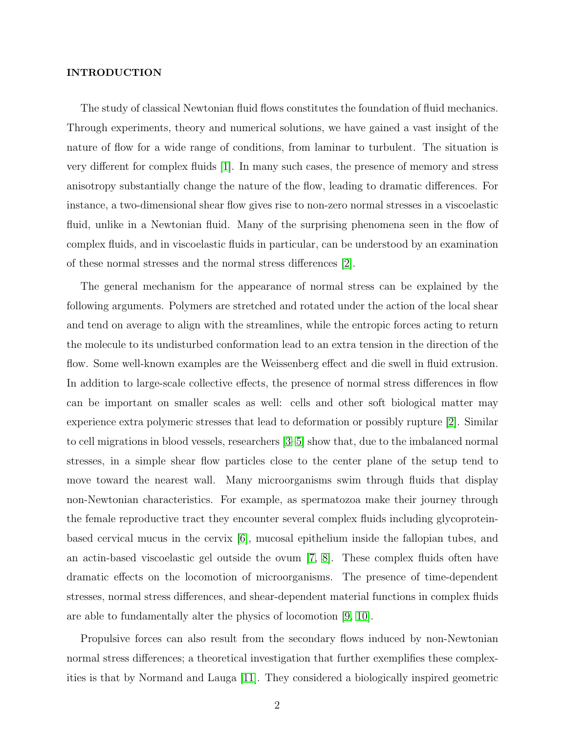## INTRODUCTION

The study of classical Newtonian fluid flows constitutes the foundation of fluid mechanics. Through experiments, theory and numerical solutions, we have gained a vast insight of the nature of flow for a wide range of conditions, from laminar to turbulent. The situation is very different for complex fluids [1]. In many such cases, the presence of memory and stress anisotropy substantially change the nature of the flow, leading to dramatic differences. For instance, a two-dimensional shear flow gives rise to non-zero normal stresses in a viscoelastic fluid, unlike in a Newtonian fluid. Many of the surprising phenomena seen in the flow of complex fluids, and in viscoelastic fluids in particular, can be understood by an examination of these normal stresses and the normal stress differences [2].

The general mechanism for the appearance of normal stress can be explained by the following arguments. Polymers are stretched and rotated under the action of the local shear and tend on average to align with the streamlines, while the entropic forces acting to return the molecule to its undisturbed conformation lead to an extra tension in the direction of the flow. Some well-known examples are the Weissenberg effect and die swell in fluid extrusion. In addition to large-scale collective effects, the presence of normal stress differences in flow can be important on smaller scales as well: cells and other soft biological matter may experience extra polymeric stresses that lead to deformation or possibly rupture [2]. Similar to cell migrations in blood vessels, researchers [3–5] show that, due to the imbalanced normal stresses, in a simple shear flow particles close to the center plane of the setup tend to move toward the nearest wall. Many microorganisms swim through fluids that display non-Newtonian characteristics. For example, as spermatozoa make their journey through the female reproductive tract they encounter several complex fluids including glycoprotein-based cervical mucus in the cervix [6], mucosal epithelium inside the fallopian tubes, and an actin-based viscoelastic gel outside the ovum [7, 8]. These complex fluids often have dramatic effects on the locomotion of microorganisms. The presence of time-dependent stresses, normal stress differences, and shear-dependent material functions in complex fluids are able to fundamentally alter the physics of locomotion [9, 10].

Propulsive forces can also result from the secondary flows induced by non-Newtonian normal stress differences; a theoretical investigation that further exemplifies these complexities is that by Normand and Lauga [11]. They considered a biologically inspired geometric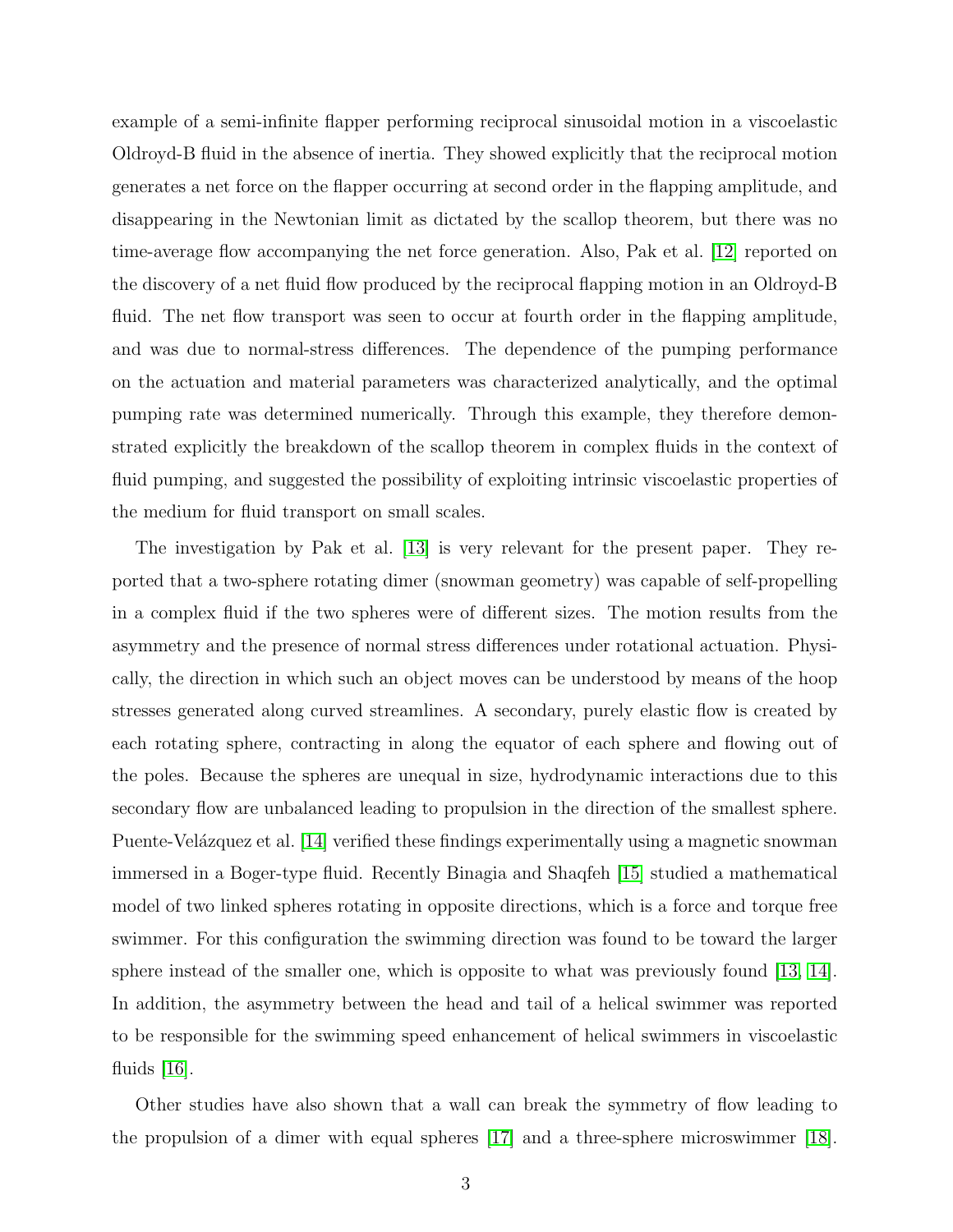example of a semi-infinite flapper performing reciprocal sinusoidal motion in a viscoelastic Oldroyd-B fluid in the absence of inertia. They showed explicitly that the reciprocal motion generates a net force on the flapper occurring at second order in the flapping amplitude, and disappearing in the Newtonian limit as dictated by the scallop theorem, but there was no time-average flow accompanying the net force generation. Also, Pak et al. [12] reported on the discovery of a net fluid flow produced by the reciprocal flapping motion in an Oldroyd-B fluid. The net flow transport was seen to occur at fourth order in the flapping amplitude, and was due to normal-stress differences. The dependence of the pumping performance on the actuation and material parameters was characterized analytically, and the optimal pumping rate was determined numerically. Through this example, they therefore demonstrated explicitly the breakdown of the scallop theorem in complex fluids in the context of fluid pumping, and suggested the possibility of exploiting intrinsic viscoelastic properties of the medium for fluid transport on small scales.

The investigation by Pak et al. [13] is very relevant for the present paper. They reported that a two-sphere rotating dimer (snowman geometry) was capable of self-propelling in a complex fluid if the two spheres were of different sizes. The motion results from the asymmetry and the presence of normal stress differences under rotational actuation. Physically, the direction in which such an object moves can be understood by means of the hoop stresses generated along curved streamlines. A secondary, purely elastic flow is created by each rotating sphere, contracting in along the equator of each sphere and flowing out of the poles. Because the spheres are unequal in size, hydrodynamic interactions due to this secondary flow are unbalanced leading to propulsion in the direction of the smallest sphere. Puente-Velázquez et al. [14] verified these findings experimentally using a magnetic snowman immersed in a Boger-type fluid. Recently Binagia and Shaqfeh [15] studied a mathematical model of two linked spheres rotating in opposite directions, which is a force and torque free swimmer. For this configuration the swimming direction was found to be toward the larger sphere instead of the smaller one, which is opposite to what was previously found [13, 14]. In addition, the asymmetry between the head and tail of a helical swimmer was reported to be responsible for the swimming speed enhancement of helical swimmers in viscoelastic fluids [16].

Other studies have also shown that a wall can break the symmetry of flow leading to the propulsion of a dimer with equal spheres [17] and a three-sphere microswimmer [18].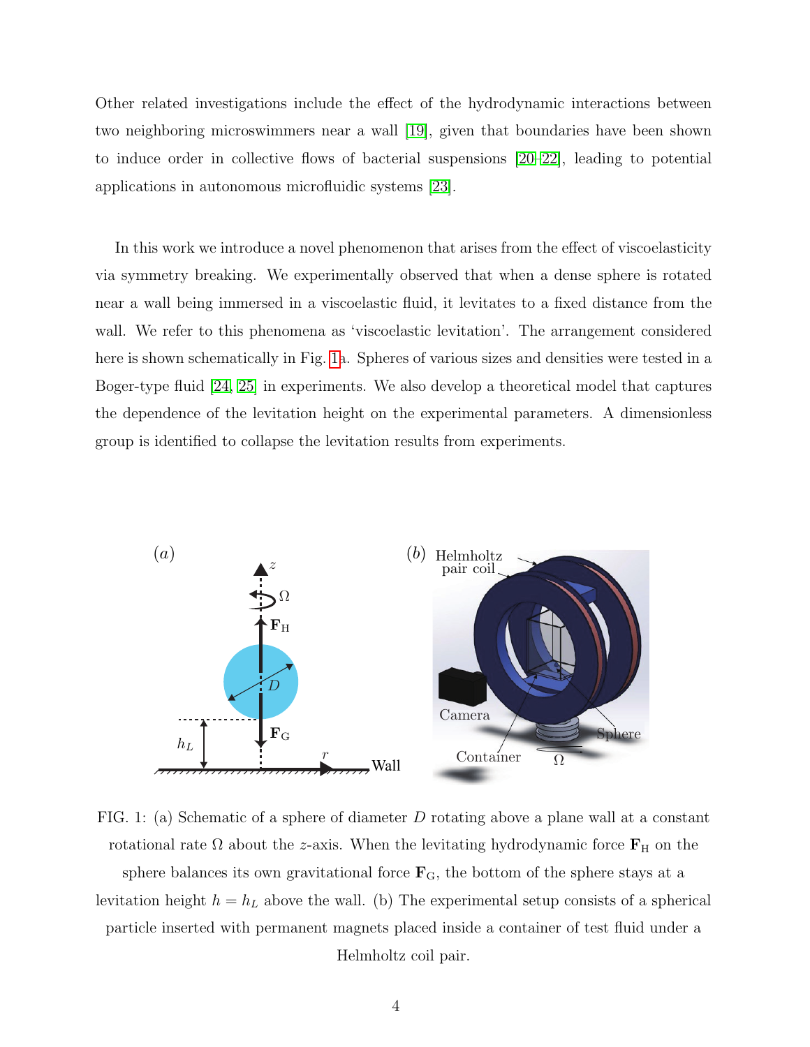Other related investigations include the effect of the hydrodynamic interactions between two neighboring microswimmers near a wall [19], given that boundaries have been shown to induce order in collective flows of bacterial suspensions [20–22], leading to potential applications in autonomous microfluidic systems [23].

In this work we introduce a novel phenomenon that arises from the effect of viscoelasticity via symmetry breaking. We experimentally observed that when a dense sphere is rotated near a wall being immersed in a viscoelastic fluid, it levitates to a fixed distance from the wall. We refer to this phenomena as 'viscoelastic levitation'. The arrangement considered here is shown schematically in Fig. 1a. Spheres of various sizes and densities were tested in a Boger-type fluid [24, 25] in experiments. We also develop a theoretical model that captures the dependence of the levitation height on the experimental parameters. A dimensionless group is identified to collapse the levitation results from experiments.

FIG. 1: (a) Schematic of a sphere of diameter $D$ rotating above a plane wall at a constant rotational rate $\Omega$ about the $z$-axis. When the levitating hydrodynamic force $\mathbf{F}_\mathrm{H}$ on the sphere balances its own gravitational force $\mathbf{F}_\mathrm{G}$, the bottom of the sphere stays at a levitation height $h = h_L$ above the wall. (b) The experimental setup consists of a spherical particle inserted with permanent magnets placed inside a container of test fluid under a Helmholtz coil pair.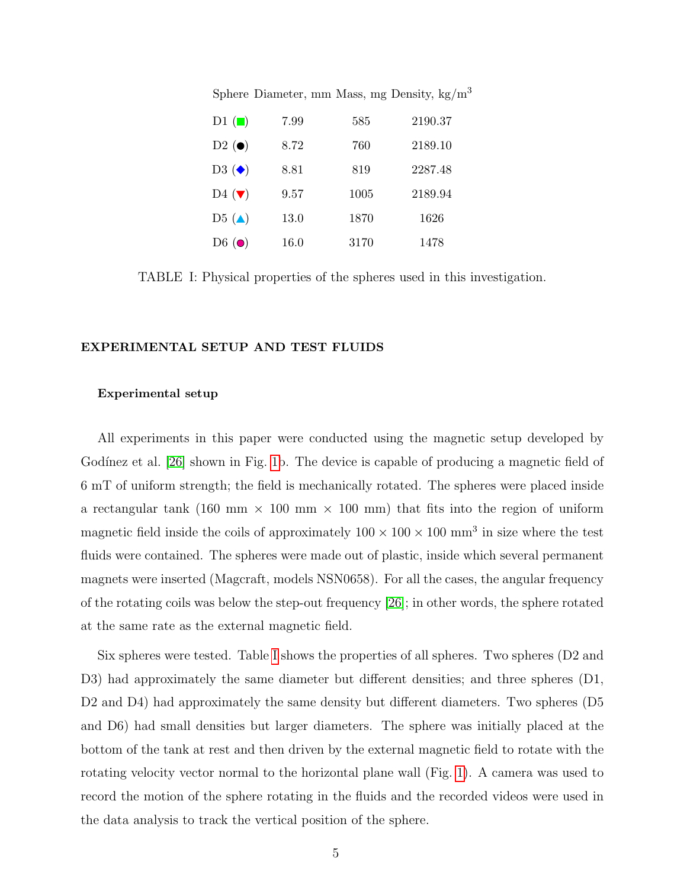| Sphere | Diameter, mm | Mass, mg | Density, kg/m$^3$ |
|---|---|---|---|
| D1 (■) | 7.99 | 585 | 2190.37 |
| D2 (●) | 8.72 | 760 | 2189.10 |
| D3 (◆) | 8.81 | 819 | 2287.48 |
| D4 (▼) | 9.57 | 1005 | 2189.94 |
| D5 (▲) | 13.0 | 1870 | 1626 |
| D6 (●) | 16.0 | 3170 | 1478 |

TABLE I: Physical properties of the spheres used in this investigation.

## EXPERIMENTAL SETUP AND TEST FLUIDS

### Experimental setup

All experiments in this paper were conducted using the magnetic setup developed by Godínez et al. [26] shown in Fig. 1b. The device is capable of producing a magnetic field of 6 mT of uniform strength; the field is mechanically rotated. The spheres were placed inside a rectangular tank (160 mm × 100 mm × 100 mm) that fits into the region of uniform magnetic field inside the coils of approximately $100 \times 100 \times 100$ mm$^3$ in size where the test fluids were contained. The spheres were made out of plastic, inside which several permanent magnets were inserted (Magcraft, models NSN0658). For all the cases, the angular frequency of the rotating coils was below the step-out frequency [26]; in other words, the sphere rotated at the same rate as the external magnetic field.

Six spheres were tested. Table I shows the properties of all spheres. Two spheres (D2 and D3) had approximately the same diameter but different densities; and three spheres (D1, D2 and D4) had approximately the same density but different diameters. Two spheres (D5 and D6) had small densities but larger diameters. The sphere was initially placed at the bottom of the tank at rest and then driven by the external magnetic field to rotate with the rotating velocity vector normal to the horizontal plane wall (Fig. 1). A camera was used to record the motion of the sphere rotating in the fluids and the recorded videos were used in the data analysis to track the vertical position of the sphere.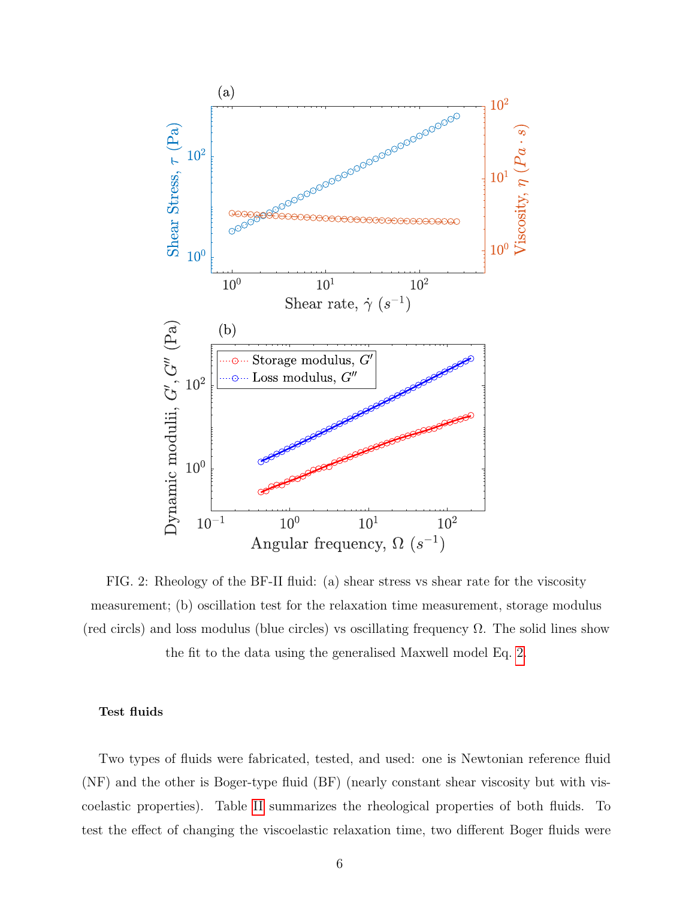FIG. 2: Rheology of the BF-II fluid: (a) shear stress vs shear rate for the viscosity measurement; (b) oscillation test for the relaxation time measurement, storage modulus (red circls) and loss modulus (blue circles) vs oscillating frequency $\Omega$. The solid lines show the fit to the data using the generalised Maxwell model Eq. 2.

**Test fluids**

Two types of fluids were fabricated, tested, and used: one is Newtonian reference fluid (NF) and the other is Boger-type fluid (BF) (nearly constant shear viscosity but with viscoelastic properties). Table II summarizes the rheological properties of both fluids. To test the effect of changing the viscoelastic relaxation time, two different Boger fluids were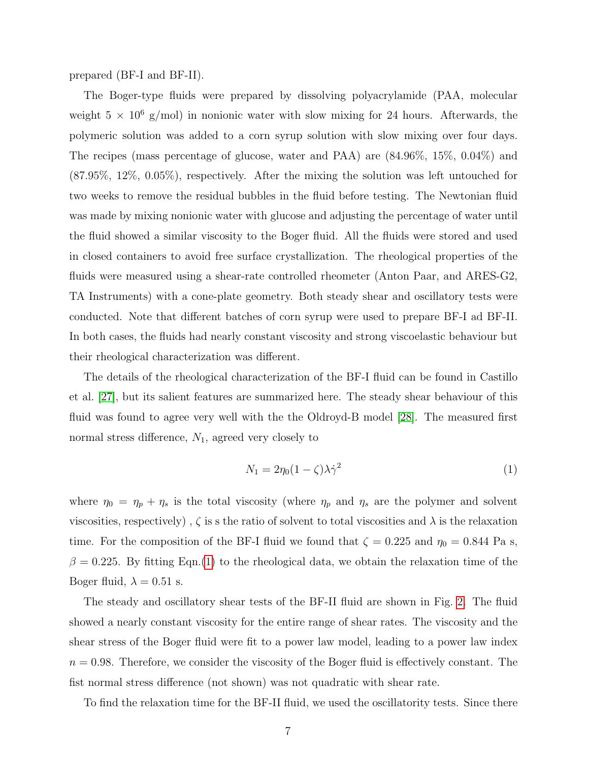prepared (BF-I and BF-II).

The Boger-type fluids were prepared by dissolving polyacrylamide (PAA, molecular weight $5 \times 10^6$ g/mol) in nonionic water with slow mixing for 24 hours. Afterwards, the polymeric solution was added to a corn syrup solution with slow mixing over four days. The recipes (mass percentage of glucose, water and PAA) are (84.96%, 15%, 0.04%) and (87.95%, 12%, 0.05%), respectively. After the mixing the solution was left untouched for two weeks to remove the residual bubbles in the fluid before testing. The Newtonian fluid was made by mixing nonionic water with glucose and adjusting the percentage of water until the fluid showed a similar viscosity to the Boger fluid. All the fluids were stored and used in closed containers to avoid free surface crystallization. The rheological properties of the fluids were measured using a shear-rate controlled rheometer (Anton Paar, and ARES-G2, TA Instruments) with a cone-plate geometry. Both steady shear and oscillatory tests were conducted. Note that different batches of corn syrup were used to prepare BF-I ad BF-II. In both cases, the fluids had nearly constant viscosity and strong viscoelastic behaviour but their rheological characterization was different.

The details of the rheological characterization of the BF-I fluid can be found in Castillo et al. [27], but its salient features are summarized here. The steady shear behaviour of this fluid was found to agree very well with the the Oldroyd-B model [28]. The measured first normal stress difference, $N_1$, agreed very closely to

$$N_1 = 2\eta_0(1-\zeta)\lambda\dot{\gamma}^2 \tag{1}$$

where $\eta_0 = \eta_p + \eta_s$ is the total viscosity (where $\eta_p$ and $\eta_s$ are the polymer and solvent viscosities, respectively) , $\zeta$ is s the ratio of solvent to total viscosities and $\lambda$ is the relaxation time. For the composition of the BF-I fluid we found that $\zeta = 0.225$ and $\eta_0 = 0.844$ Pa s, $\beta = 0.225$. By fitting Eqn.(1) to the rheological data, we obtain the relaxation time of the Boger fluid, $\lambda = 0.51$ s.

The steady and oscillatory shear tests of the BF-II fluid are shown in Fig. 2. The fluid showed a nearly constant viscosity for the entire range of shear rates. The viscosity and the shear stress of the Boger fluid were fit to a power law model, leading to a power law index $n = 0.98$. Therefore, we consider the viscosity of the Boger fluid is effectively constant. The fist normal stress difference (not shown) was not quadratic with shear rate.

To find the relaxation time for the BF-II fluid, we used the oscillatority tests. Since there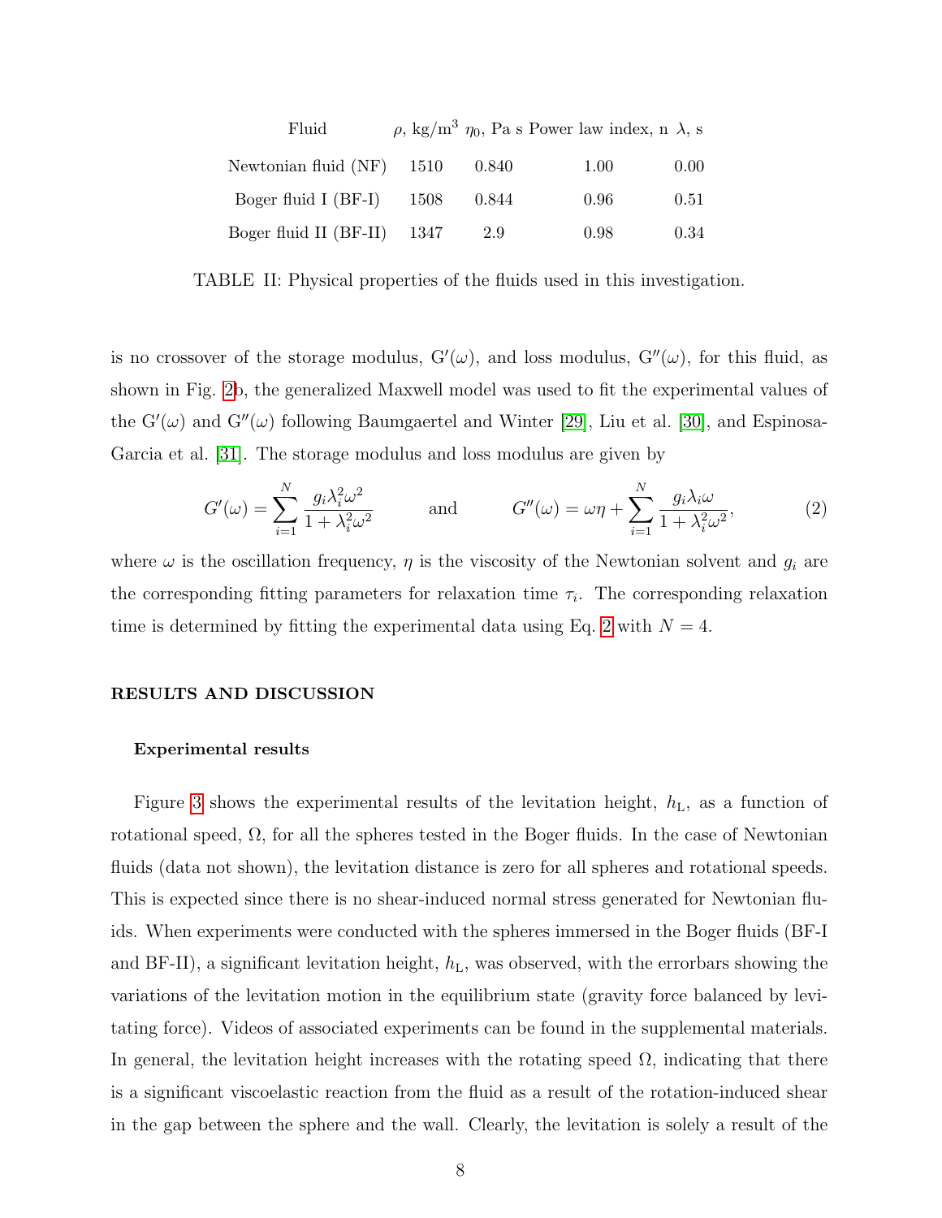| Fluid | $\rho$, kg/m$^3$ | $\eta_0$, Pa s | Power law index, n | $\lambda$, s |
|---|---|---|---|---|
| Newtonian fluid (NF) | 1510 | 0.840 | 1.00 | 0.00 |
| Boger fluid I (BF-I) | 1508 | 0.844 | 0.96 | 0.51 |
| Boger fluid II (BF-II) | 1347 | 2.9 | 0.98 | 0.34 |

TABLE II: Physical properties of the fluids used in this investigation.

is no crossover of the storage modulus, $G'(\omega)$, and loss modulus, $G''(\omega)$, for this fluid, as shown in Fig. 2b, the generalized Maxwell model was used to fit the experimental values of the $G'(\omega)$ and $G''(\omega)$ following Baumgaertel and Winter [29], Liu et al. [30], and Espinosa-Garcia et al. [31]. The storage modulus and loss modulus are given by

$$G'(\omega) = \sum_{i=1}^{N} \frac{g_i \lambda_i^2 \omega^2}{1 + \lambda_i^2 \omega^2} \qquad \text{and} \qquad G''(\omega) = \omega\eta + \sum_{i=1}^{N} \frac{g_i \lambda_i \omega}{1 + \lambda_i^2 \omega^2}, \tag{2}$$

where $\omega$ is the oscillation frequency, $\eta$ is the viscosity of the Newtonian solvent and $g_i$ are the corresponding fitting parameters for relaxation time $\tau_i$. The corresponding relaxation time is determined by fitting the experimental data using Eq. 2 with $N = 4$.

## RESULTS AND DISCUSSION

### Experimental results

Figure 3 shows the experimental results of the levitation height, $h_L$, as a function of rotational speed, $\Omega$, for all the spheres tested in the Boger fluids. In the case of Newtonian fluids (data not shown), the levitation distance is zero for all spheres and rotational speeds. This is expected since there is no shear-induced normal stress generated for Newtonian fluids. When experiments were conducted with the spheres immersed in the Boger fluids (BF-I and BF-II), a significant levitation height, $h_L$, was observed, with the errorbars showing the variations of the levitation motion in the equilibrium state (gravity force balanced by levitating force). Videos of associated experiments can be found in the supplemental materials. In general, the levitation height increases with the rotating speed $\Omega$, indicating that there is a significant viscoelastic reaction from the fluid as a result of the rotation-induced shear in the gap between the sphere and the wall. Clearly, the levitation is solely a result of the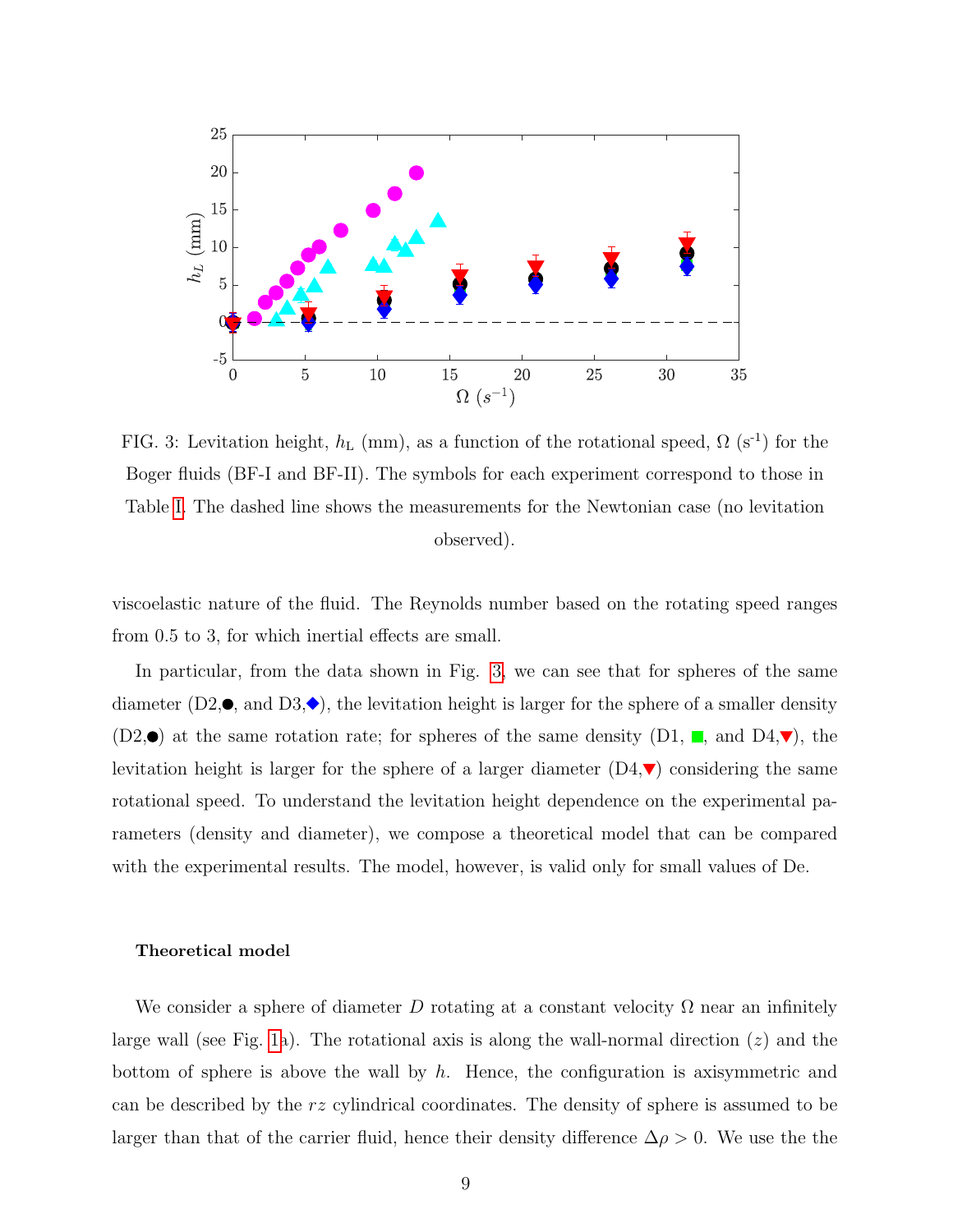FIG. 3: Levitation height, $h_L$ (mm), as a function of the rotational speed, $\Omega$ (s$^{-1}$) for the Boger fluids (BF-I and BF-II). The symbols for each experiment correspond to those in Table I. The dashed line shows the measurements for the Newtonian case (no levitation observed).

viscoelastic nature of the fluid. The Reynolds number based on the rotating speed ranges from 0.5 to 3, for which inertial effects are small.

In particular, from the data shown in Fig. 3, we can see that for spheres of the same diameter (D2,●, and D3,◆), the levitation height is larger for the sphere of a smaller density (D2,●) at the same rotation rate; for spheres of the same density (D1, ■, and D4,▼), the levitation height is larger for the sphere of a larger diameter (D4,▼) considering the same rotational speed. To understand the levitation height dependence on the experimental parameters (density and diameter), we compose a theoretical model that can be compared with the experimental results. The model, however, is valid only for small values of De.

### Theoretical model

We consider a sphere of diameter $D$ rotating at a constant velocity $\Omega$ near an infinitely large wall (see Fig. 1a). The rotational axis is along the wall-normal direction ($z$) and the bottom of sphere is above the wall by $h$. Hence, the configuration is axisymmetric and can be described by the $rz$ cylindrical coordinates. The density of sphere is assumed to be larger than that of the carrier fluid, hence their density difference $\Delta\rho > 0$. We use the the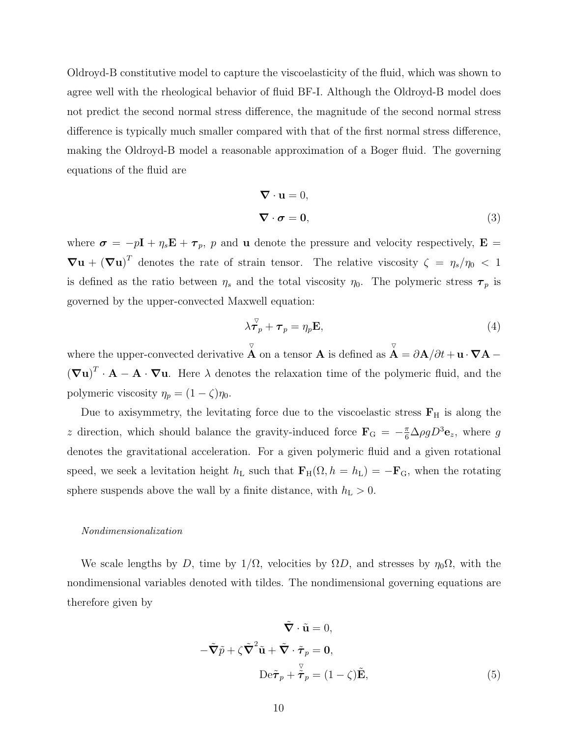Oldroyd-B constitutive model to capture the viscoelasticity of the fluid, which was shown to agree well with the rheological behavior of fluid BF-I. Although the Oldroyd-B model does not predict the second normal stress difference, the magnitude of the second normal stress difference is typically much smaller compared with that of the first normal stress difference, making the Oldroyd-B model a reasonable approximation of a Boger fluid. The governing equations of the fluid are

$$
\begin{aligned}
\boldsymbol{\nabla} \cdot \mathbf{u} &= 0, \\
\boldsymbol{\nabla} \cdot \boldsymbol{\sigma} &= \mathbf{0},
\end{aligned} \tag{3}
$$

where $\boldsymbol{\sigma} = -p\mathbf{I} + \eta_s \mathbf{E} + \boldsymbol{\tau}_p$, $p$ and $\mathbf{u}$ denote the pressure and velocity respectively, $\mathbf{E} = \boldsymbol{\nabla}\mathbf{u} + (\boldsymbol{\nabla}\mathbf{u})^T$ denotes the rate of strain tensor. The relative viscosity $\zeta = \eta_s/\eta_0 < 1$ is defined as the ratio between $\eta_s$ and the total viscosity $\eta_0$. The polymeric stress $\boldsymbol{\tau}_p$ is governed by the upper-convected Maxwell equation:

$$
\lambda \overset{\triangledown}{\boldsymbol{\tau}}_p + \boldsymbol{\tau}_p = \eta_p \mathbf{E}, \tag{4}
$$

where the upper-convected derivative $\overset{\triangledown}{\mathbf{A}}$ on a tensor $\mathbf{A}$ is defined as $\overset{\triangledown}{\mathbf{A}} = \partial \mathbf{A}/\partial t + \mathbf{u} \cdot \boldsymbol{\nabla}\mathbf{A} - (\boldsymbol{\nabla}\mathbf{u})^T \cdot \mathbf{A} - \mathbf{A} \cdot \boldsymbol{\nabla}\mathbf{u}$. Here $\lambda$ denotes the relaxation time of the polymeric fluid, and the polymeric viscosity $\eta_p = (1-\zeta)\eta_0$.

Due to axisymmetry, the levitating force due to the viscoelastic stress $\mathbf{F}_{\mathrm{H}}$ is along the $z$ direction, which should balance the gravity-induced force $\mathbf{F}_{\mathrm{G}} = -\frac{\pi}{6}\Delta\rho g D^3 \mathbf{e}_z$, where $g$ denotes the gravitational acceleration. For a given polymeric fluid and a given rotational speed, we seek a levitation height $h_{\mathrm{L}}$ such that $\mathbf{F}_{\mathrm{H}}(\Omega, h = h_{\mathrm{L}}) = -\mathbf{F}_{\mathrm{G}}$, when the rotating sphere suspends above the wall by a finite distance, with $h_{\mathrm{L}} > 0$.

*Nondimensionalization*

We scale lengths by $D$, time by $1/\Omega$, velocities by $\Omega D$, and stresses by $\eta_0 \Omega$, with the nondimensional variables denoted with tildes. The nondimensional governing equations are therefore given by

$$
\begin{aligned}
\tilde{\boldsymbol{\nabla}} \cdot \tilde{\mathbf{u}} &= 0, \\
-\tilde{\boldsymbol{\nabla}}\tilde{p} + \zeta \tilde{\boldsymbol{\nabla}}^2 \tilde{\mathbf{u}} + \tilde{\boldsymbol{\nabla}} \cdot \tilde{\boldsymbol{\tau}}_p &= \mathbf{0}, \\
\mathrm{De}\tilde{\boldsymbol{\tau}}_p + \overset{\triangledown}{\tilde{\boldsymbol{\tau}}}_p &= (1-\zeta)\tilde{\mathbf{E}},
\end{aligned} \tag{5}
$$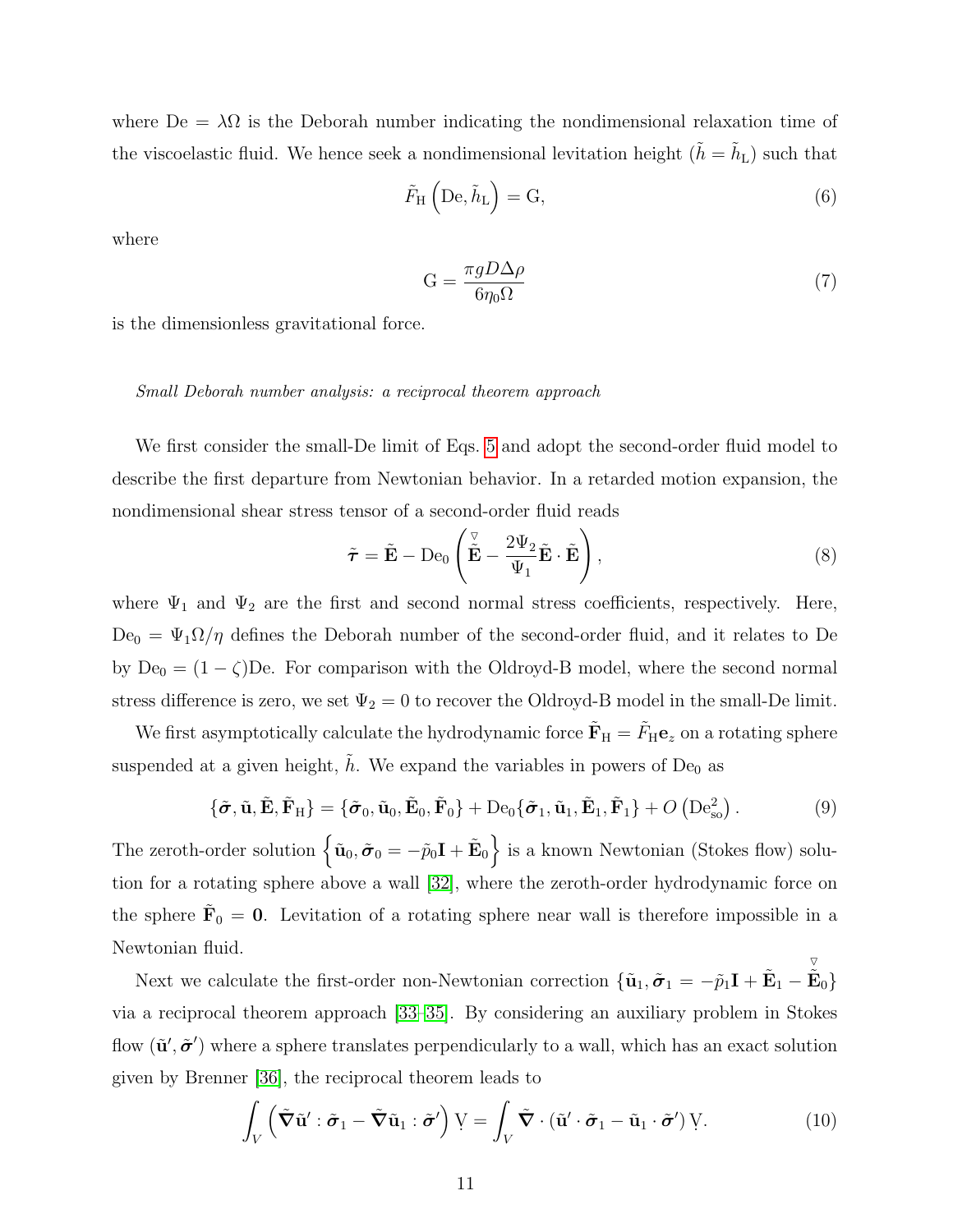where $\mathrm{De} = \lambda\Omega$ is the Deborah number indicating the nondimensional relaxation time of the viscoelastic fluid. We hence seek a nondimensional levitation height ($\tilde{h} = \tilde{h}_\mathrm{L}$) such that

$$\tilde{F}_\mathrm{H}\left(\mathrm{De}, \tilde{h}_\mathrm{L}\right) = \mathrm{G}, \tag{6}$$

where

$$\mathrm{G} = \frac{\pi g D \Delta\rho}{6\eta_0\Omega} \tag{7}$$

is the dimensionless gravitational force.

*Small Deborah number analysis: a reciprocal theorem approach*

We first consider the small-De limit of Eqs. 5 and adopt the second-order fluid model to describe the first departure from Newtonian behavior. In a retarded motion expansion, the nondimensional shear stress tensor of a second-order fluid reads

$$\tilde{\boldsymbol{\tau}} = \tilde{\mathbf{E}} - \mathrm{De}_0\left(\overset{\triangledown}{\tilde{\mathbf{E}}} - \frac{2\Psi_2}{\Psi_1}\tilde{\mathbf{E}}\cdot\tilde{\mathbf{E}}\right), \tag{8}$$

where $\Psi_1$ and $\Psi_2$ are the first and second normal stress coefficients, respectively. Here, $\mathrm{De}_0 = \Psi_1\Omega/\eta$ defines the Deborah number of the second-order fluid, and it relates to De by $\mathrm{De}_0 = (1-\zeta)\mathrm{De}$. For comparison with the Oldroyd-B model, where the second normal stress difference is zero, we set $\Psi_2 = 0$ to recover the Oldroyd-B model in the small-De limit.

We first asymptotically calculate the hydrodynamic force $\tilde{\mathbf{F}}_\mathrm{H} = \tilde{F}_\mathrm{H}\mathbf{e}_z$ on a rotating sphere suspended at a given height, $\tilde{h}$. We expand the variables in powers of $\mathrm{De}_0$ as

$$\{\tilde{\boldsymbol{\sigma}}, \tilde{\mathbf{u}}, \tilde{\mathbf{E}}, \tilde{\mathbf{F}}_\mathrm{H}\} = \{\tilde{\boldsymbol{\sigma}}_0, \tilde{\mathbf{u}}_0, \tilde{\mathbf{E}}_0, \tilde{\mathbf{F}}_0\} + \mathrm{De}_0\{\tilde{\boldsymbol{\sigma}}_1, \tilde{\mathbf{u}}_1, \tilde{\mathbf{E}}_1, \tilde{\mathbf{F}}_1\} + O\left(\mathrm{De}_\mathrm{so}^2\right). \tag{9}$$

The zeroth-order solution $\left\{\tilde{\mathbf{u}}_0, \tilde{\boldsymbol{\sigma}}_0 = -\tilde{p}_0\mathbf{I} + \tilde{\mathbf{E}}_0\right\}$ is a known Newtonian (Stokes flow) solution for a rotating sphere above a wall [32], where the zeroth-order hydrodynamic force on the sphere $\tilde{\mathbf{F}}_0 = \mathbf{0}$. Levitation of a rotating sphere near wall is therefore impossible in a Newtonian fluid.

Next we calculate the first-order non-Newtonian correction $\{\tilde{\mathbf{u}}_1, \tilde{\boldsymbol{\sigma}}_1 = -\tilde{p}_1\mathbf{I} + \tilde{\mathbf{E}}_1 - \overset{\triangledown}{\tilde{\mathbf{E}}}_0\}$ via a reciprocal theorem approach [33–35]. By considering an auxiliary problem in Stokes flow $(\tilde{\mathbf{u}}', \tilde{\boldsymbol{\sigma}}')$ where a sphere translates perpendicularly to a wall, which has an exact solution given by Brenner [36], the reciprocal theorem leads to

$$\int_V \left(\tilde{\boldsymbol{\nabla}}\tilde{\mathbf{u}}' : \tilde{\boldsymbol{\sigma}}_1 - \tilde{\boldsymbol{\nabla}}\tilde{\mathbf{u}}_1 : \tilde{\boldsymbol{\sigma}}'\right) \mathrm{\underset{\cdot}{V}} = \int_V \tilde{\boldsymbol{\nabla}}\cdot\left(\tilde{\mathbf{u}}'\cdot\tilde{\boldsymbol{\sigma}}_1 - \tilde{\mathbf{u}}_1\cdot\tilde{\boldsymbol{\sigma}}'\right) \mathrm{\underset{\cdot}{V}}. \tag{10}$$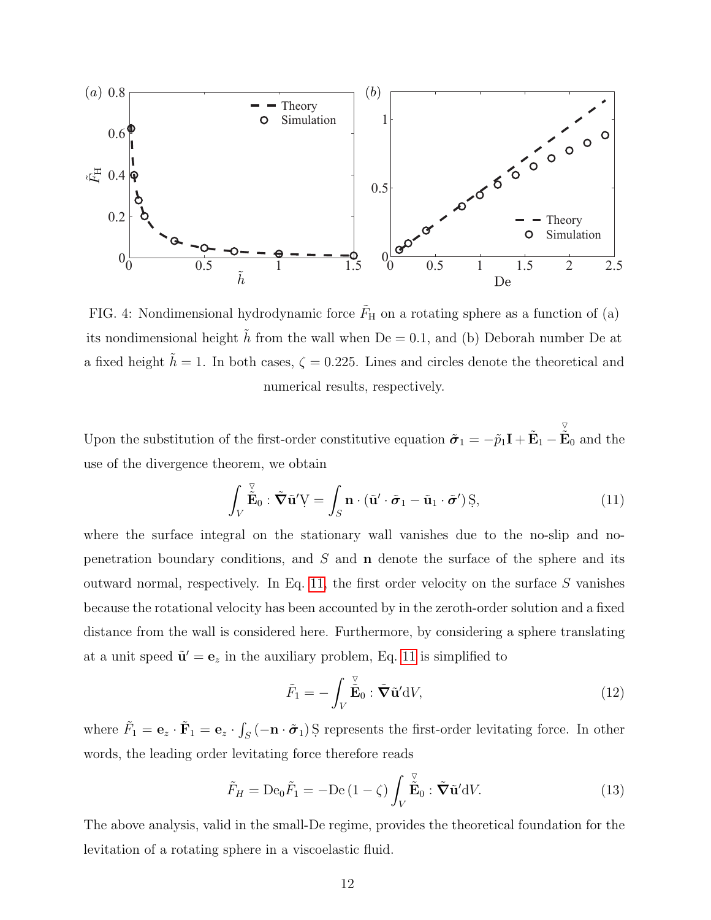FIG. 4: Nondimensional hydrodynamic force $\tilde{F}_\mathrm{H}$ on a rotating sphere as a function of (a) its nondimensional height $\tilde{h}$ from the wall when De = 0.1, and (b) Deborah number De at a fixed height $\tilde{h} = 1$. In both cases, $\zeta = 0.225$. Lines and circles denote the theoretical and numerical results, respectively.

Upon the substitution of the first-order constitutive equation $\tilde{\boldsymbol{\sigma}}_1 = -\tilde{p}_1\mathbf{I} + \tilde{\mathbf{E}}_1 - \overset{\triangledown}{\tilde{\mathbf{E}}}_0$ and the use of the divergence theorem, we obtain

$$\int_V \overset{\triangledown}{\tilde{\mathbf{E}}}_0 : \tilde{\boldsymbol{\nabla}}\tilde{\mathbf{u}}' \mathrm{d}V = \int_S \mathbf{n} \cdot (\tilde{\mathbf{u}}' \cdot \tilde{\boldsymbol{\sigma}}_1 - \tilde{\mathbf{u}}_1 \cdot \tilde{\boldsymbol{\sigma}}') \, \mathrm{d}S, \tag{11}$$

where the surface integral on the stationary wall vanishes due to the no-slip and no-penetration boundary conditions, and $S$ and $\mathbf{n}$ denote the surface of the sphere and its outward normal, respectively. In Eq. 11, the first order velocity on the surface $S$ vanishes because the rotational velocity has been accounted by in the zeroth-order solution and a fixed distance from the wall is considered here. Furthermore, by considering a sphere translating at a unit speed $\tilde{\mathbf{u}}' = \mathbf{e}_z$ in the auxiliary problem, Eq. 11 is simplified to

$$\tilde{F}_1 = -\int_V \overset{\triangledown}{\tilde{\mathbf{E}}}_0 : \tilde{\boldsymbol{\nabla}}\tilde{\mathbf{u}}' \mathrm{d}V, \tag{12}$$

where $\tilde{F}_1 = \mathbf{e}_z \cdot \tilde{\mathbf{F}}_1 = \mathbf{e}_z \cdot \int_S (-\mathbf{n} \cdot \tilde{\boldsymbol{\sigma}}_1) \, \mathrm{d}S$ represents the first-order levitating force. In other words, the leading order levitating force therefore reads

$$\tilde{F}_H = \mathrm{De}_0 \tilde{F}_1 = -\mathrm{De}\,(1-\zeta) \int_V \overset{\triangledown}{\tilde{\mathbf{E}}}_0 : \tilde{\boldsymbol{\nabla}}\tilde{\mathbf{u}}' \mathrm{d}V. \tag{13}$$

The above analysis, valid in the small-De regime, provides the theoretical foundation for the levitation of a rotating sphere in a viscoelastic fluid.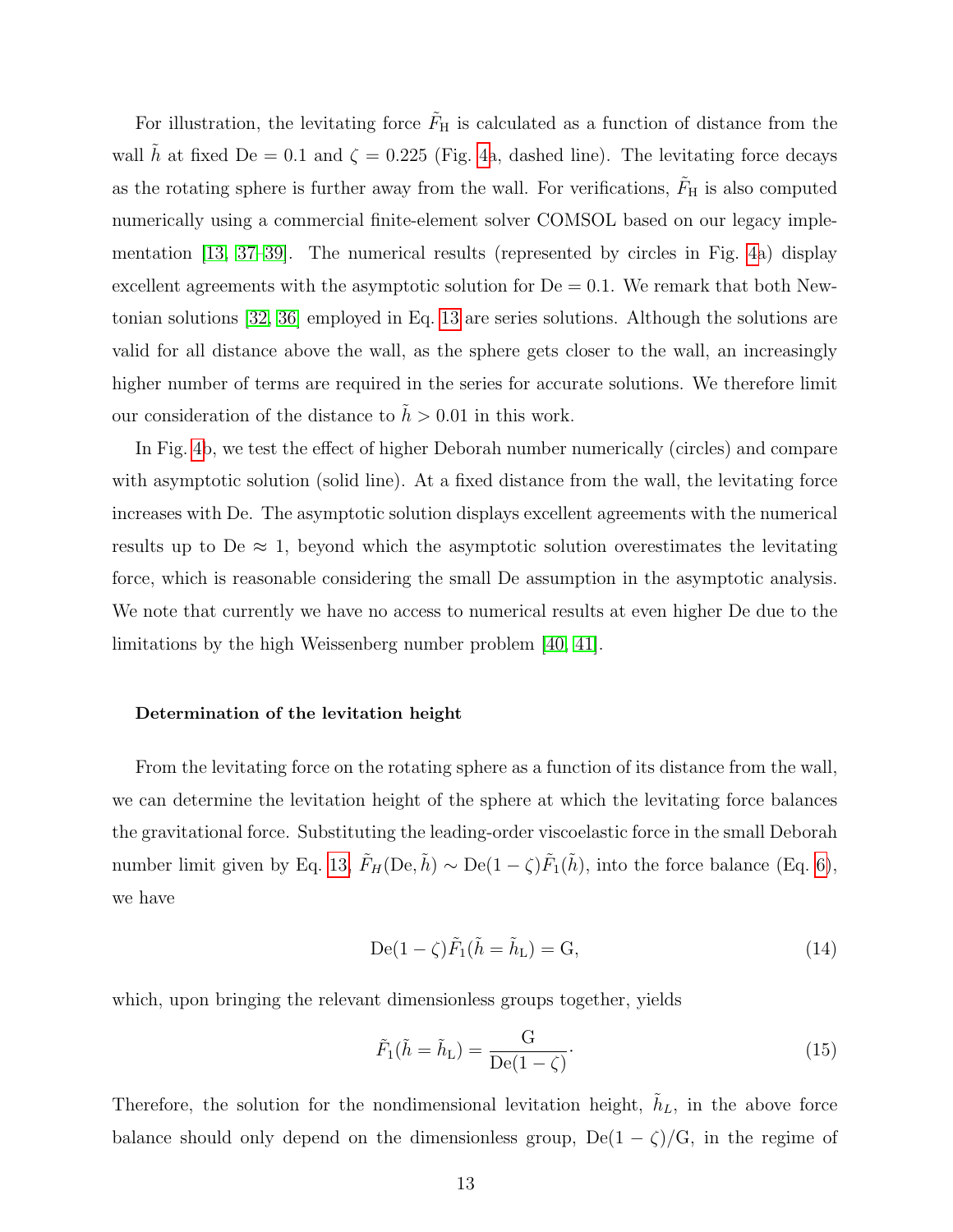For illustration, the levitating force $\tilde{F}_{\mathrm{H}}$ is calculated as a function of distance from the wall $\tilde{h}$ at fixed $\mathrm{De} = 0.1$ and $\zeta = 0.225$ (Fig. 4a, dashed line). The levitating force decays as the rotating sphere is further away from the wall. For verifications, $\tilde{F}_{\mathrm{H}}$ is also computed numerically using a commercial finite-element solver COMSOL based on our legacy implementation [13, 37–39]. The numerical results (represented by circles in Fig. 4a) display excellent agreements with the asymptotic solution for $\mathrm{De} = 0.1$. We remark that both Newtonian solutions [32, 36] employed in Eq. 13 are series solutions. Although the solutions are valid for all distance above the wall, as the sphere gets closer to the wall, an increasingly higher number of terms are required in the series for accurate solutions. We therefore limit our consideration of the distance to $\tilde{h} > 0.01$ in this work.

In Fig. 4b, we test the effect of higher Deborah number numerically (circles) and compare with asymptotic solution (solid line). At a fixed distance from the wall, the levitating force increases with De. The asymptotic solution displays excellent agreements with the numerical results up to $\mathrm{De} \approx 1$, beyond which the asymptotic solution overestimates the levitating force, which is reasonable considering the small De assumption in the asymptotic analysis. We note that currently we have no access to numerical results at even higher De due to the limitations by the high Weissenberg number problem [40, 41].

**Determination of the levitation height**

From the levitating force on the rotating sphere as a function of its distance from the wall, we can determine the levitation height of the sphere at which the levitating force balances the gravitational force. Substituting the leading-order viscoelastic force in the small Deborah number limit given by Eq. 13, $\tilde{F}_H(\mathrm{De}, \tilde{h}) \sim \mathrm{De}(1-\zeta)\tilde{F}_1(\tilde{h})$, into the force balance (Eq. 6), we have

$$\mathrm{De}(1-\zeta)\tilde{F}_1(\tilde{h} = \tilde{h}_{\mathrm{L}}) = \mathrm{G}, \tag{14}$$

which, upon bringing the relevant dimensionless groups together, yields

$$\tilde{F}_1(\tilde{h} = \tilde{h}_{\mathrm{L}}) = \frac{\mathrm{G}}{\mathrm{De}(1-\zeta)}. \tag{15}$$

Therefore, the solution for the nondimensional levitation height, $\tilde{h}_L$, in the above force balance should only depend on the dimensionless group, $\mathrm{De}(1-\zeta)/\mathrm{G}$, in the regime of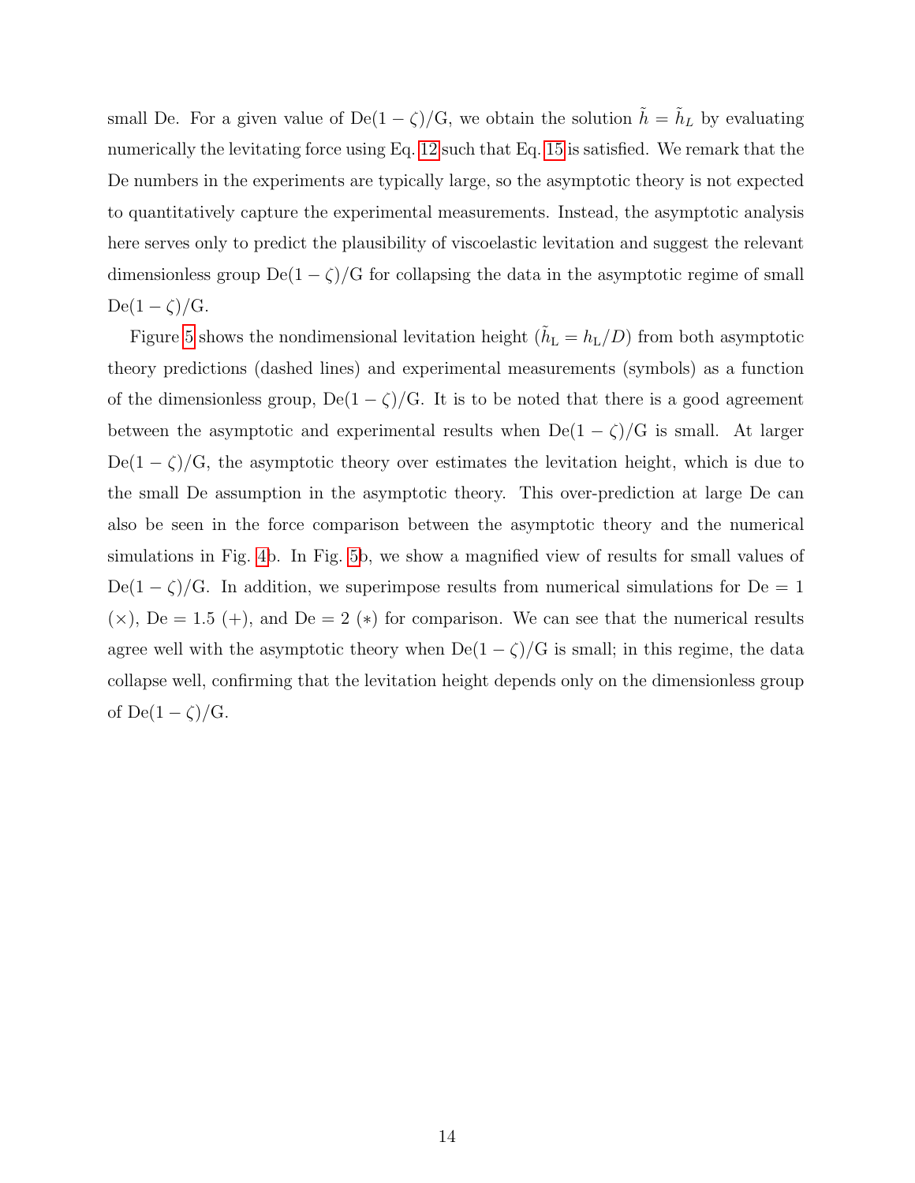small De. For a given value of $\mathrm{De}(1-\zeta)/\mathrm{G}$, we obtain the solution $\tilde{h} = \tilde{h}_L$ by evaluating numerically the levitating force using Eq. 12 such that Eq. 15 is satisfied. We remark that the De numbers in the experiments are typically large, so the asymptotic theory is not expected to quantitatively capture the experimental measurements. Instead, the asymptotic analysis here serves only to predict the plausibility of viscoelastic levitation and suggest the relevant dimensionless group $\mathrm{De}(1-\zeta)/\mathrm{G}$ for collapsing the data in the asymptotic regime of small $\mathrm{De}(1-\zeta)/\mathrm{G}$.

Figure 5 shows the nondimensional levitation height ($\tilde{h}_{\mathrm{L}} = h_{\mathrm{L}}/D$) from both asymptotic theory predictions (dashed lines) and experimental measurements (symbols) as a function of the dimensionless group, $\mathrm{De}(1-\zeta)/\mathrm{G}$. It is to be noted that there is a good agreement between the asymptotic and experimental results when $\mathrm{De}(1-\zeta)/\mathrm{G}$ is small. At larger $\mathrm{De}(1-\zeta)/\mathrm{G}$, the asymptotic theory over estimates the levitation height, which is due to the small De assumption in the asymptotic theory. This over-prediction at large De can also be seen in the force comparison between the asymptotic theory and the numerical simulations in Fig. 4b. In Fig. 5b, we show a magnified view of results for small values of $\mathrm{De}(1-\zeta)/\mathrm{G}$. In addition, we superimpose results from numerical simulations for $\mathrm{De} = 1$ ($\times$), $\mathrm{De} = 1.5$ ($+$), and $\mathrm{De} = 2$ ($*$) for comparison. We can see that the numerical results agree well with the asymptotic theory when $\mathrm{De}(1-\zeta)/\mathrm{G}$ is small; in this regime, the data collapse well, confirming that the levitation height depends only on the dimensionless group of $\mathrm{De}(1-\zeta)/\mathrm{G}$.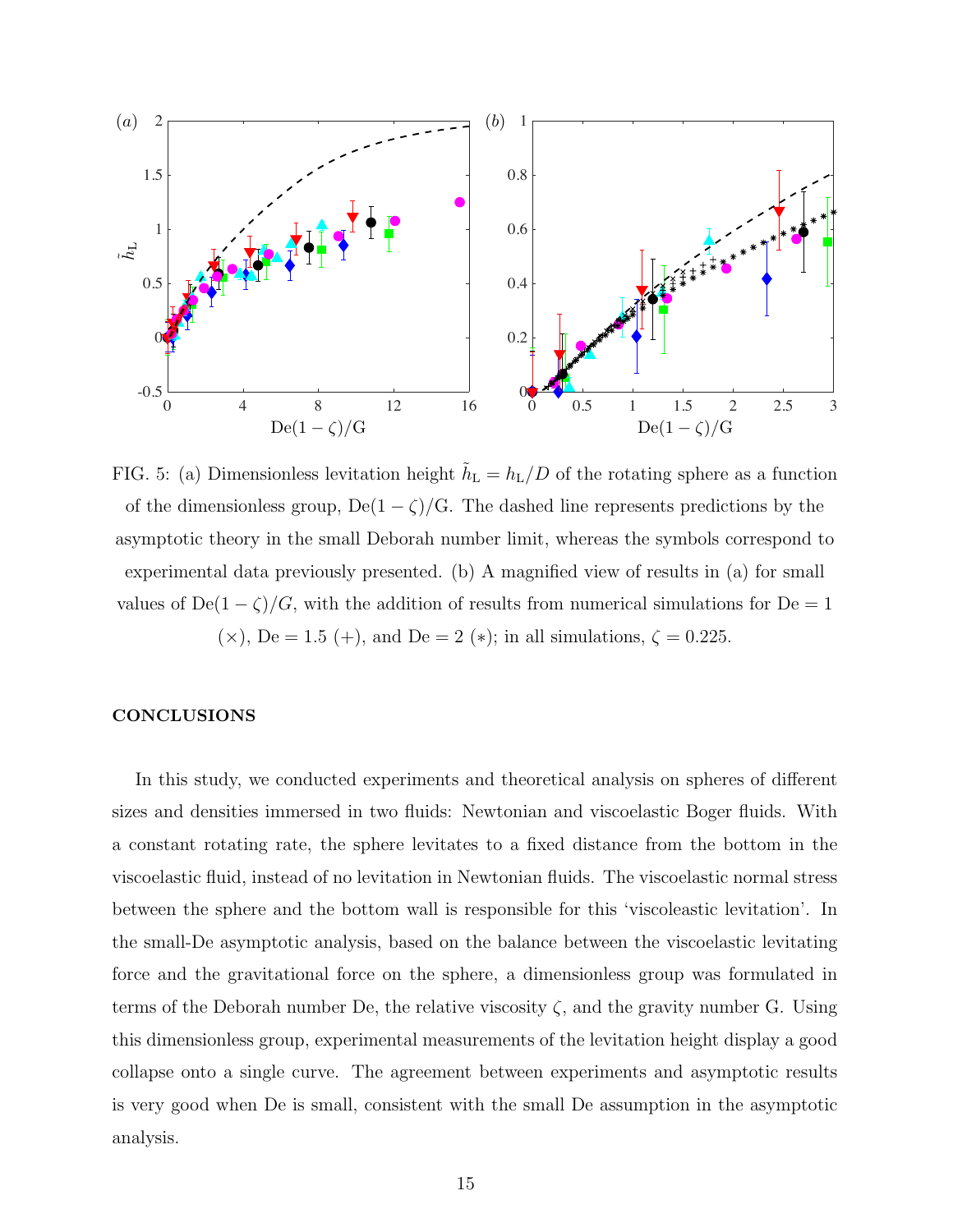FIG. 5: (a) Dimensionless levitation height $\tilde{h}_{\rm L} = h_{\rm L}/D$ of the rotating sphere as a function of the dimensionless group, $\mathrm{De}(1-\zeta)/\mathrm{G}$. The dashed line represents predictions by the asymptotic theory in the small Deborah number limit, whereas the symbols correspond to experimental data previously presented. (b) A magnified view of results in (a) for small values of $\mathrm{De}(1-\zeta)/G$, with the addition of results from numerical simulations for $\mathrm{De} = 1$ ($\times$), $\mathrm{De} = 1.5$ ($+$), and $\mathrm{De} = 2$ ($*$); in all simulations, $\zeta = 0.225$.

## CONCLUSIONS

In this study, we conducted experiments and theoretical analysis on spheres of different sizes and densities immersed in two fluids: Newtonian and viscoelastic Boger fluids. With a constant rotating rate, the sphere levitates to a fixed distance from the bottom in the viscoelastic fluid, instead of no levitation in Newtonian fluids. The viscoelastic normal stress between the sphere and the bottom wall is responsible for this 'viscoleastic levitation'. In the small-De asymptotic analysis, based on the balance between the viscoelastic levitating force and the gravitational force on the sphere, a dimensionless group was formulated in terms of the Deborah number De, the relative viscosity $\zeta$, and the gravity number G. Using this dimensionless group, experimental measurements of the levitation height display a good collapse onto a single curve. The agreement between experiments and asymptotic results is very good when De is small, consistent with the small De assumption in the asymptotic analysis.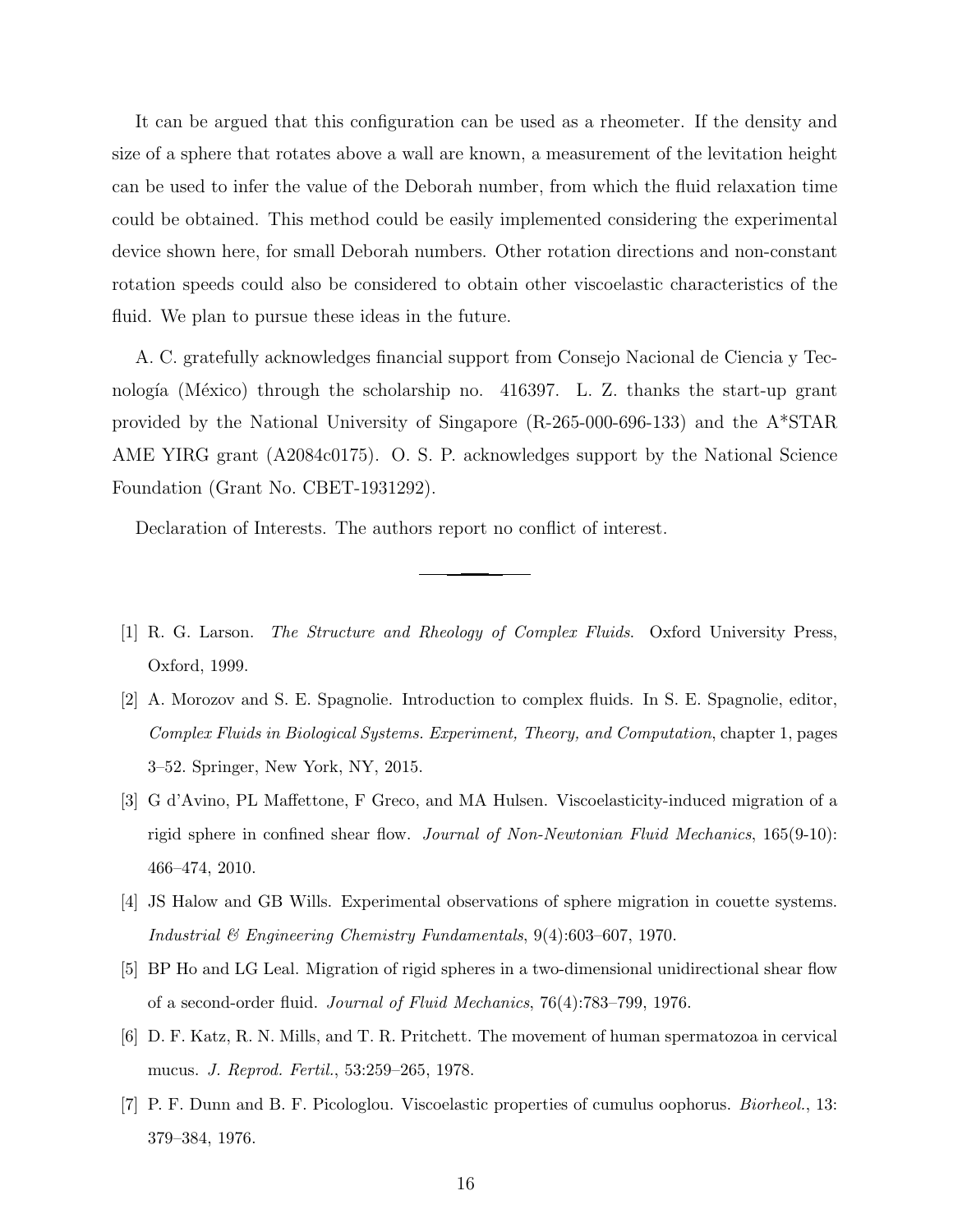It can be argued that this configuration can be used as a rheometer. If the density and size of a sphere that rotates above a wall are known, a measurement of the levitation height can be used to infer the value of the Deborah number, from which the fluid relaxation time could be obtained. This method could be easily implemented considering the experimental device shown here, for small Deborah numbers. Other rotation directions and non-constant rotation speeds could also be considered to obtain other viscoelastic characteristics of the fluid. We plan to pursue these ideas in the future.

A. C. gratefully acknowledges financial support from Consejo Nacional de Ciencia y Tecnología (México) through the scholarship no. 416397. L. Z. thanks the start-up grant provided by the National University of Singapore (R-265-000-696-133) and the A*STAR AME YIRG grant (A2084c0175). O. S. P. acknowledges support by the National Science Foundation (Grant No. CBET-1931292).

Declaration of Interests. The authors report no conflict of interest.

---

[1] R. G. Larson. *The Structure and Rheology of Complex Fluids*. Oxford University Press, Oxford, 1999.

[2] A. Morozov and S. E. Spagnolie. Introduction to complex fluids. In S. E. Spagnolie, editor, *Complex Fluids in Biological Systems. Experiment, Theory, and Computation*, chapter 1, pages 3–52. Springer, New York, NY, 2015.

[3] G d'Avino, PL Maffettone, F Greco, and MA Hulsen. Viscoelasticity-induced migration of a rigid sphere in confined shear flow. *Journal of Non-Newtonian Fluid Mechanics*, 165(9-10): 466–474, 2010.

[4] JS Halow and GB Wills. Experimental observations of sphere migration in couette systems. *Industrial & Engineering Chemistry Fundamentals*, 9(4):603–607, 1970.

[5] BP Ho and LG Leal. Migration of rigid spheres in a two-dimensional unidirectional shear flow of a second-order fluid. *Journal of Fluid Mechanics*, 76(4):783–799, 1976.

[6] D. F. Katz, R. N. Mills, and T. R. Pritchett. The movement of human spermatozoa in cervical mucus. *J. Reprod. Fertil.*, 53:259–265, 1978.

[7] P. F. Dunn and B. F. Picologlou. Viscoelastic properties of cumulus oophorus. *Biorheol.*, 13: 379–384, 1976.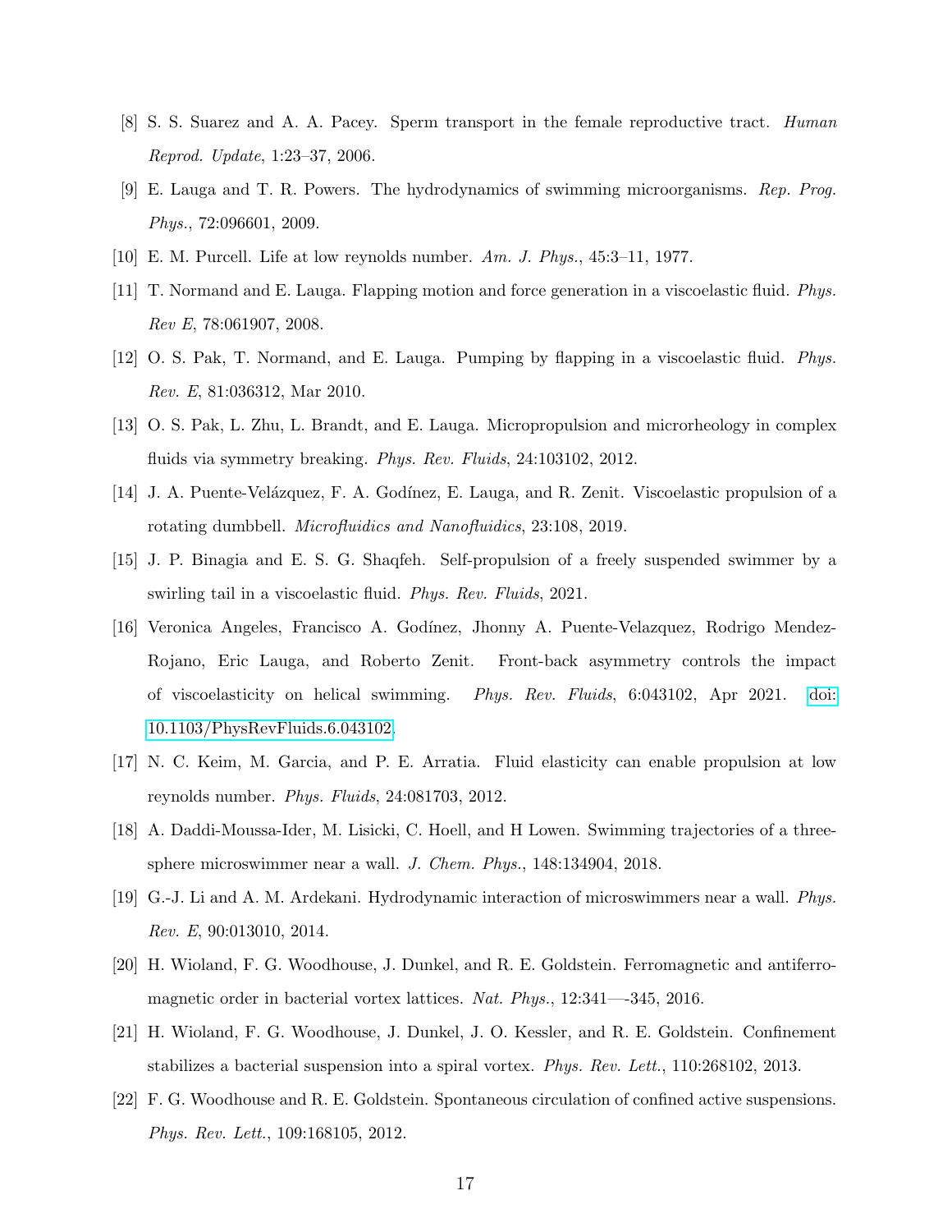[8] S. S. Suarez and A. A. Pacey. Sperm transport in the female reproductive tract. *Human Reprod. Update*, 1:23–37, 2006.

[9] E. Lauga and T. R. Powers. The hydrodynamics of swimming microorganisms. *Rep. Prog. Phys.*, 72:096601, 2009.

[10] E. M. Purcell. Life at low reynolds number. *Am. J. Phys.*, 45:3–11, 1977.

[11] T. Normand and E. Lauga. Flapping motion and force generation in a viscoelastic fluid. *Phys. Rev E*, 78:061907, 2008.

[12] O. S. Pak, T. Normand, and E. Lauga. Pumping by flapping in a viscoelastic fluid. *Phys. Rev. E*, 81:036312, Mar 2010.

[13] O. S. Pak, L. Zhu, L. Brandt, and E. Lauga. Micropropulsion and microrheology in complex fluids via symmetry breaking. *Phys. Rev. Fluids*, 24:103102, 2012.

[14] J. A. Puente-Velázquez, F. A. Godínez, E. Lauga, and R. Zenit. Viscoelastic propulsion of a rotating dumbbell. *Microfluidics and Nanofluidics*, 23:108, 2019.

[15] J. P. Binagia and E. S. G. Shaqfeh. Self-propulsion of a freely suspended swimmer by a swirling tail in a viscoelastic fluid. *Phys. Rev. Fluids*, 2021.

[16] Veronica Angeles, Francisco A. Godínez, Jhonny A. Puente-Velazquez, Rodrigo Mendez-Rojano, Eric Lauga, and Roberto Zenit. Front-back asymmetry controls the impact of viscoelasticity on helical swimming. *Phys. Rev. Fluids*, 6:043102, Apr 2021. doi: 10.1103/PhysRevFluids.6.043102.

[17] N. C. Keim, M. Garcia, and P. E. Arratia. Fluid elasticity can enable propulsion at low reynolds number. *Phys. Fluids*, 24:081703, 2012.

[18] A. Daddi-Moussa-Ider, M. Lisicki, C. Hoell, and H Lowen. Swimming trajectories of a three-sphere microswimmer near a wall. *J. Chem. Phys.*, 148:134904, 2018.

[19] G.-J. Li and A. M. Ardekani. Hydrodynamic interaction of microswimmers near a wall. *Phys. Rev. E*, 90:013010, 2014.

[20] H. Wioland, F. G. Woodhouse, J. Dunkel, and R. E. Goldstein. Ferromagnetic and antiferromagnetic order in bacterial vortex lattices. *Nat. Phys.*, 12:341—-345, 2016.

[21] H. Wioland, F. G. Woodhouse, J. Dunkel, J. O. Kessler, and R. E. Goldstein. Confinement stabilizes a bacterial suspension into a spiral vortex. *Phys. Rev. Lett.*, 110:268102, 2013.

[22] F. G. Woodhouse and R. E. Goldstein. Spontaneous circulation of confined active suspensions. *Phys. Rev. Lett.*, 109:168105, 2012.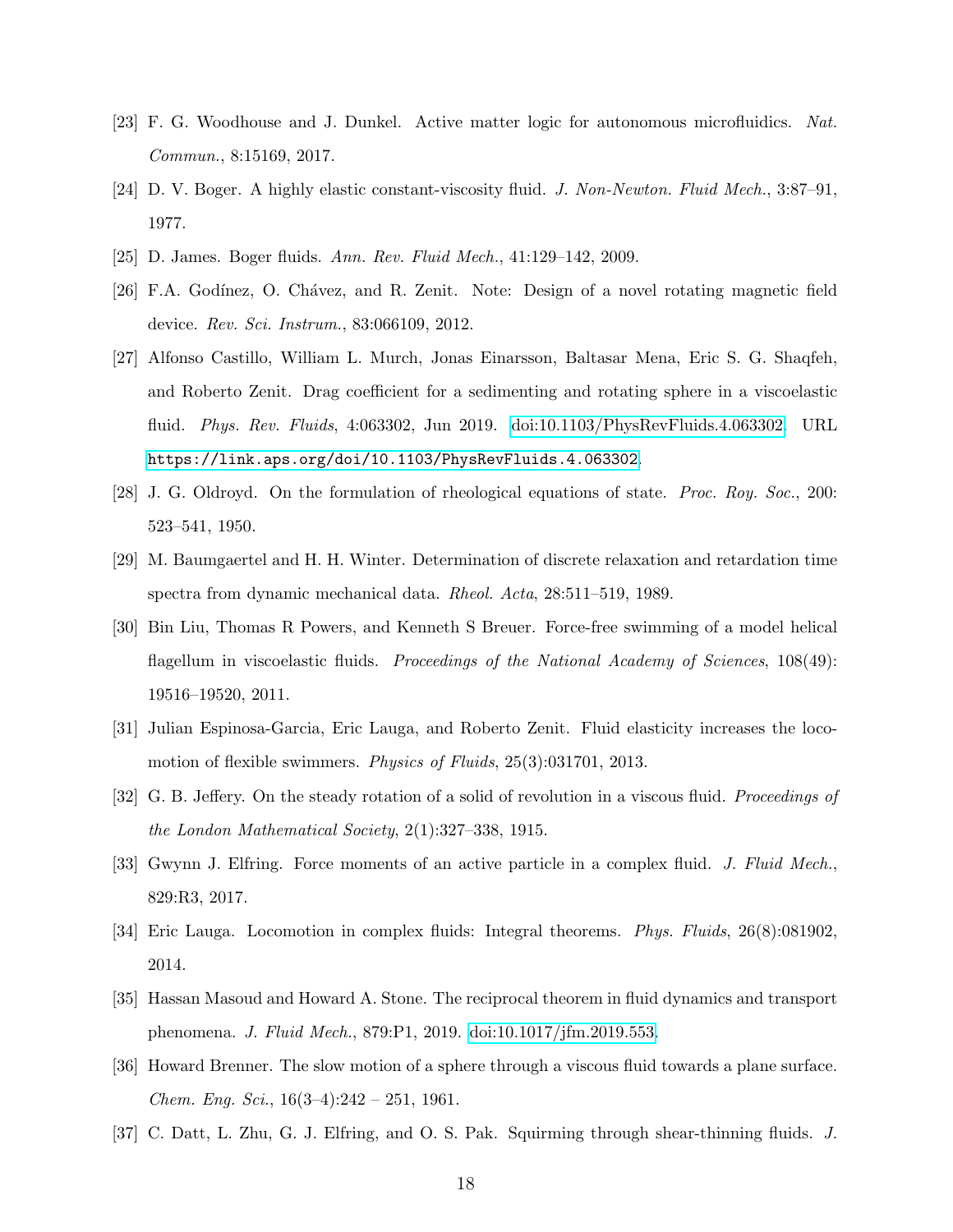[23] F. G. Woodhouse and J. Dunkel. Active matter logic for autonomous microfluidics. *Nat. Commun.*, 8:15169, 2017.

[24] D. V. Boger. A highly elastic constant-viscosity fluid. *J. Non-Newton. Fluid Mech.*, 3:87–91, 1977.

[25] D. James. Boger fluids. *Ann. Rev. Fluid Mech.*, 41:129–142, 2009.

[26] F.A. Godínez, O. Chávez, and R. Zenit. Note: Design of a novel rotating magnetic field device. *Rev. Sci. Instrum.*, 83:066109, 2012.

[27] Alfonso Castillo, William L. Murch, Jonas Einarsson, Baltasar Mena, Eric S. G. Shaqfeh, and Roberto Zenit. Drag coefficient for a sedimenting and rotating sphere in a viscoelastic fluid. *Phys. Rev. Fluids*, 4:063302, Jun 2019. doi:10.1103/PhysRevFluids.4.063302. URL `https://link.aps.org/doi/10.1103/PhysRevFluids.4.063302`.

[28] J. G. Oldroyd. On the formulation of rheological equations of state. *Proc. Roy. Soc.*, 200: 523–541, 1950.

[29] M. Baumgaertel and H. H. Winter. Determination of discrete relaxation and retardation time spectra from dynamic mechanical data. *Rheol. Acta*, 28:511–519, 1989.

[30] Bin Liu, Thomas R Powers, and Kenneth S Breuer. Force-free swimming of a model helical flagellum in viscoelastic fluids. *Proceedings of the National Academy of Sciences*, 108(49): 19516–19520, 2011.

[31] Julian Espinosa-Garcia, Eric Lauga, and Roberto Zenit. Fluid elasticity increases the locomotion of flexible swimmers. *Physics of Fluids*, 25(3):031701, 2013.

[32] G. B. Jeffery. On the steady rotation of a solid of revolution in a viscous fluid. *Proceedings of the London Mathematical Society*, 2(1):327–338, 1915.

[33] Gwynn J. Elfring. Force moments of an active particle in a complex fluid. *J. Fluid Mech.*, 829:R3, 2017.

[34] Eric Lauga. Locomotion in complex fluids: Integral theorems. *Phys. Fluids*, 26(8):081902, 2014.

[35] Hassan Masoud and Howard A. Stone. The reciprocal theorem in fluid dynamics and transport phenomena. *J. Fluid Mech.*, 879:P1, 2019. doi:10.1017/jfm.2019.553.

[36] Howard Brenner. The slow motion of a sphere through a viscous fluid towards a plane surface. *Chem. Eng. Sci.*, 16(3–4):242 – 251, 1961.

[37] C. Datt, L. Zhu, G. J. Elfring, and O. S. Pak. Squirming through shear-thinning fluids. *J.*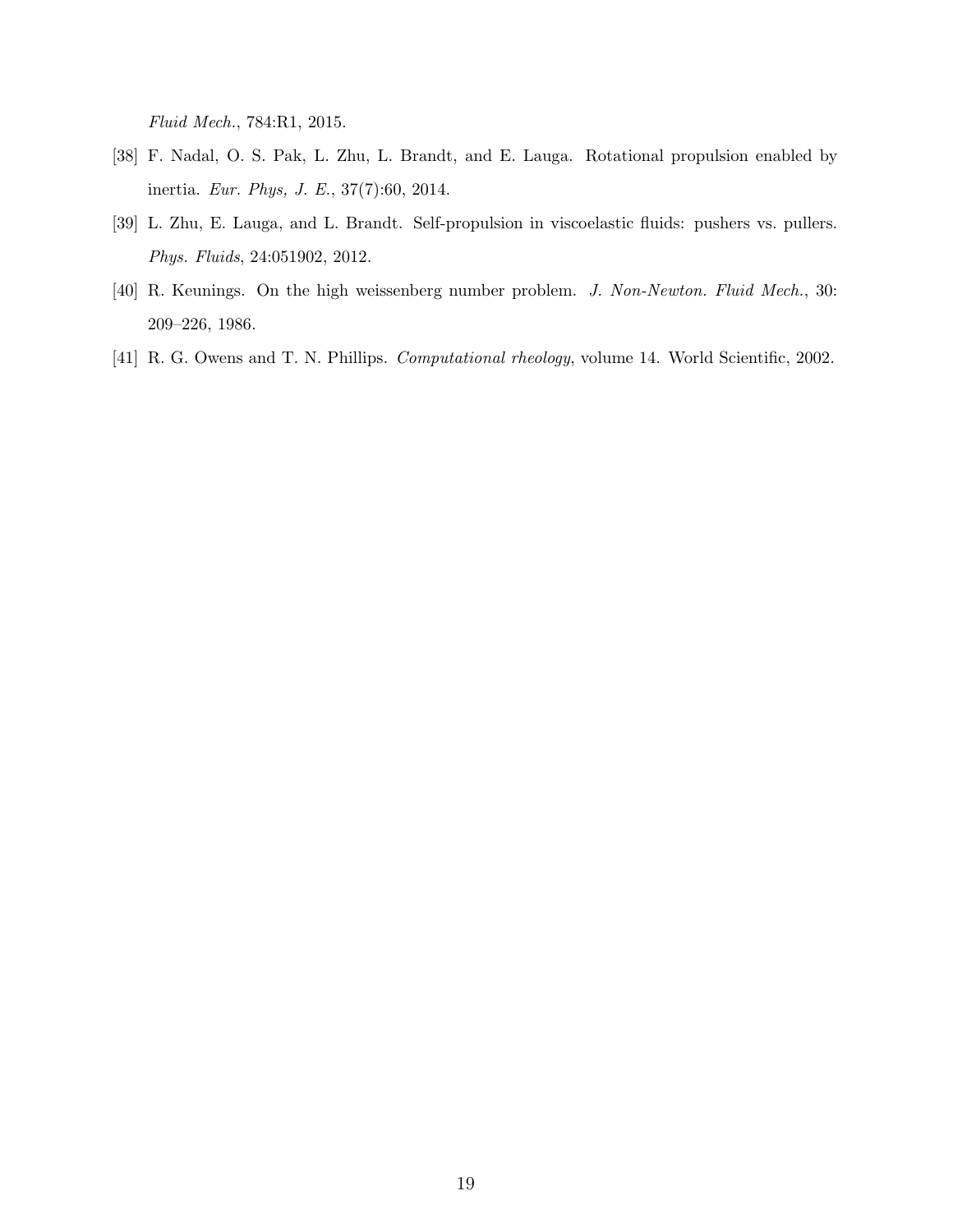*Fluid Mech.*, 784:R1, 2015.

[38] F. Nadal, O. S. Pak, L. Zhu, L. Brandt, and E. Lauga. Rotational propulsion enabled by inertia. *Eur. Phys, J. E.*, 37(7):60, 2014.

[39] L. Zhu, E. Lauga, and L. Brandt. Self-propulsion in viscoelastic fluids: pushers vs. pullers. *Phys. Fluids*, 24:051902, 2012.

[40] R. Keunings. On the high weissenberg number problem. *J. Non-Newton. Fluid Mech.*, 30: 209–226, 1986.

[41] R. G. Owens and T. N. Phillips. *Computational rheology*, volume 14. World Scientific, 2002.